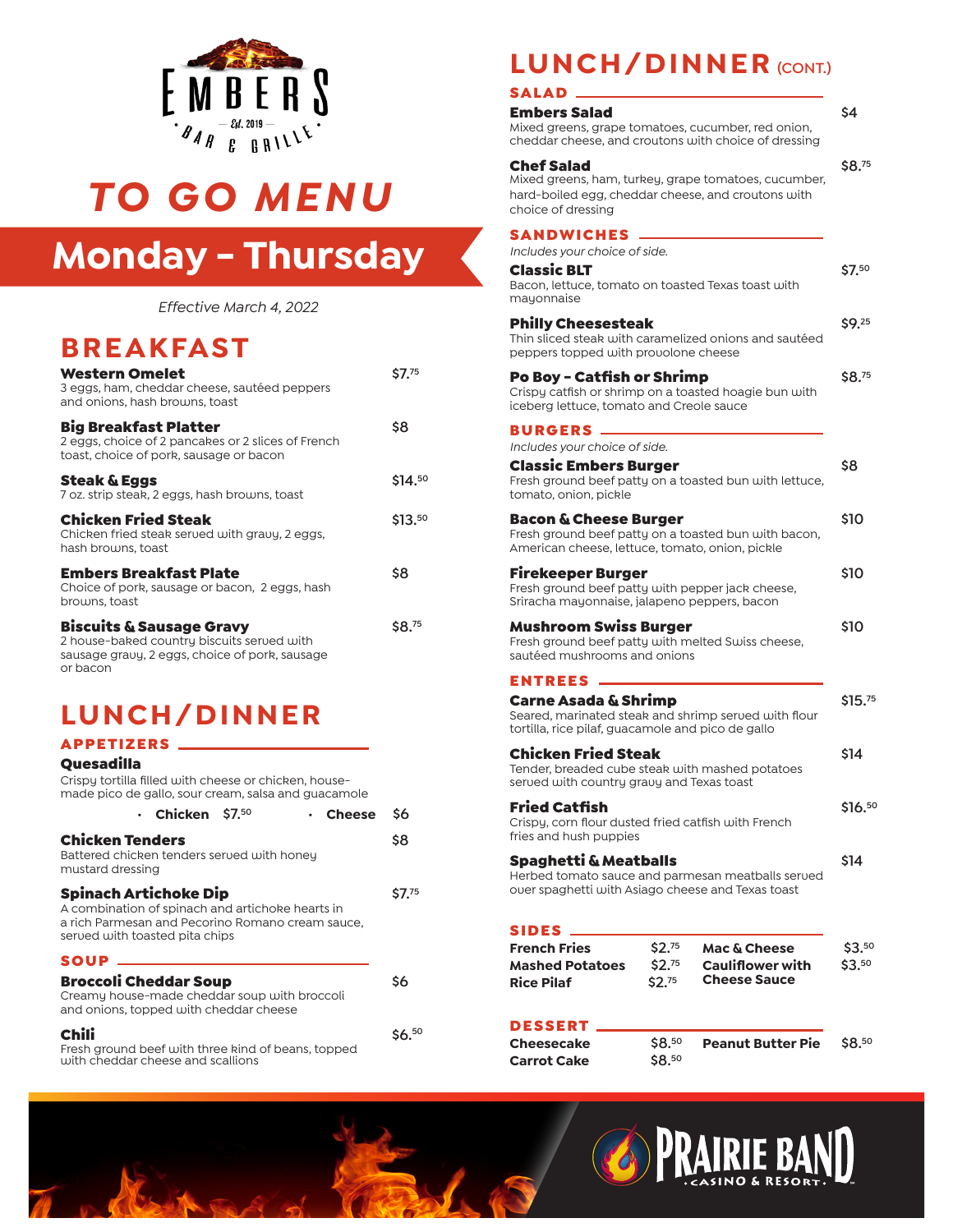EMBERS

— Est. 2019 —

BAR & GRILLE

# TO GO MENU

## Monday – Thursday

*Effective March 4, 2022*

## BREAKFAST

**Western Omelet** $7.75
3 eggs, ham, cheddar cheese, sautéed peppers and onions, hash browns, toast

**Big Breakfast Platter** $8
2 eggs, choice of 2 pancakes or 2 slices of French toast, choice of pork, sausage or bacon

**Steak & Eggs** $14.50
7 oz. strip steak, 2 eggs, hash browns, toast

**Chicken Fried Steak** $13.50
Chicken fried steak served with gravy, 2 eggs, hash browns, toast

**Embers Breakfast Plate** $8
Choice of pork, sausage or bacon, 2 eggs, hash browns, toast

**Biscuits & Sausage Gravy** $8.75
2 house-baked country biscuits served with sausage gravy, 2 eggs, choice of pork, sausage or bacon

## LUNCH/DINNER

### APPETIZERS

**Quesadilla**
Crispy tortilla filled with cheese or chicken, house-made pico de gallo, sour cream, salsa and guacamole

- **Chicken** $7.50
- **Cheese** $6

**Chicken Tenders** $8
Battered chicken tenders served with honey mustard dressing

**Spinach Artichoke Dip** $7.75
A combination of spinach and artichoke hearts in a rich Parmesan and Pecorino Romano cream sauce, served with toasted pita chips

### SOUP

**Broccoli Cheddar Soup** $6
Creamy house-made cheddar soup with broccoli and onions, topped with cheddar cheese

**Chili** $6.50
Fresh ground beef with three kind of beans, topped with cheddar cheese and scallions

## LUNCH/DINNER (CONT.)

### SALAD

**Embers Salad** $4
Mixed greens, grape tomatoes, cucumber, red onion, cheddar cheese, and croutons with choice of dressing

**Chef Salad** $8.75
Mixed greens, ham, turkey, grape tomatoes, cucumber, hard-boiled egg, cheddar cheese, and croutons with choice of dressing

### SANDWICHES

*Includes your choice of side.*

**Classic BLT** $7.50
Bacon, lettuce, tomato on toasted Texas toast with mayonnaise

**Philly Cheesesteak** $9.25
Thin sliced steak with caramelized onions and sautéed peppers topped with provolone cheese

**Po Boy - Catfish or Shrimp** $8.75
Crispy catfish or shrimp on a toasted hoagie bun with iceberg lettuce, tomato and Creole sauce

### BURGERS

*Includes your choice of side.*

**Classic Embers Burger** $8
Fresh ground beef patty on a toasted bun with lettuce, tomato, onion, pickle

**Bacon & Cheese Burger** $10
Fresh ground beef patty on a toasted bun with bacon, American cheese, lettuce, tomato, onion, pickle

**Firekeeper Burger** $10
Fresh ground beef patty with pepper jack cheese, Sriracha mayonnaise, jalapeno peppers, bacon

**Mushroom Swiss Burger** $10
Fresh ground beef patty with melted Swiss cheese, sautéed mushrooms and onions

### ENTREES

**Carne Asada & Shrimp** $15.75
Seared, marinated steak and shrimp served with flour tortilla, rice pilaf, guacamole and pico de gallo

**Chicken Fried Steak** $14
Tender, breaded cube steak with mashed potatoes served with country gravy and Texas toast

**Fried Catfish** $16.50
Crispy, corn flour dusted fried catfish with French fries and hush puppies

**Spaghetti & Meatballs** $14
Herbed tomato sauce and parmesan meatballs served over spaghetti with Asiago cheese and Texas toast

### SIDES

- **French Fries** $2.75
- **Mashed Potatoes** $2.75
- **Rice Pilaf** $2.75
- **Mac & Cheese** $3.50
- **Cauliflower with Cheese Sauce** $3.50

### DESSERT

- **Cheesecake** $8.50
- **Carrot Cake** $8.50
- **Peanut Butter Pie** $8.50

PRAIRIE BAND CASINO & RESORT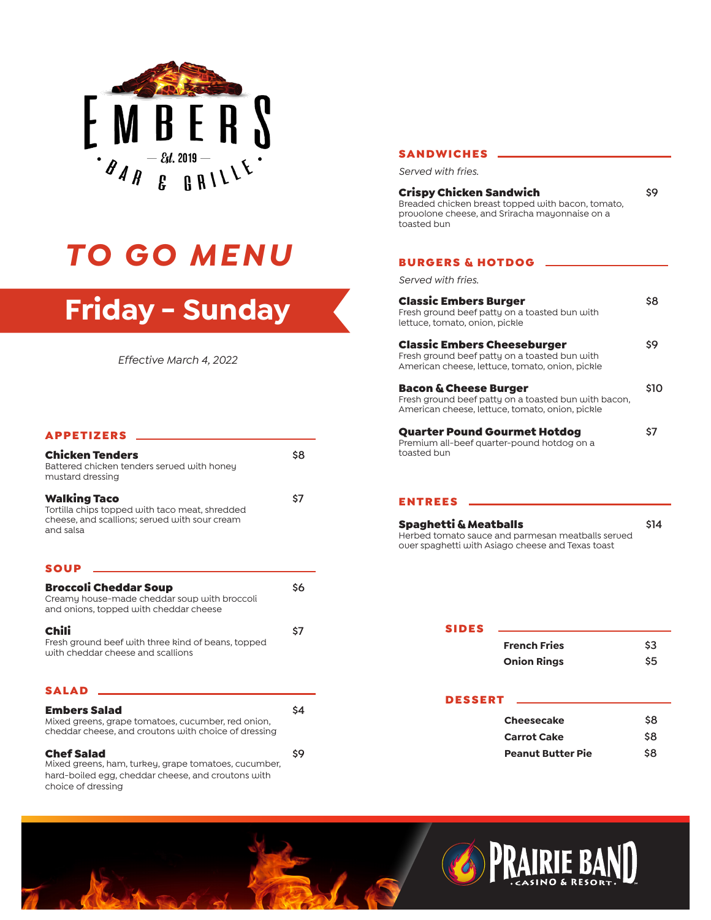# EMBERS

— Est. 2019 —

BAR & GRILLE

# TO GO MENU

## Friday – Sunday

*Effective March 4, 2022*

## APPETIZERS

**Chicken Tenders** $8
Battered chicken tenders served with honey mustard dressing

**Walking Taco** $7
Tortilla chips topped with taco meat, shredded cheese, and scallions; served with sour cream and salsa

## SOUP

**Broccoli Cheddar Soup** $6
Creamy house-made cheddar soup with broccoli and onions, topped with cheddar cheese

**Chili** $7
Fresh ground beef with three kind of beans, topped with cheddar cheese and scallions

## SALAD

**Embers Salad** $4
Mixed greens, grape tomatoes, cucumber, red onion, cheddar cheese, and croutons with choice of dressing

**Chef Salad** $9
Mixed greens, ham, turkey, grape tomatoes, cucumber, hard-boiled egg, cheddar cheese, and croutons with choice of dressing

## SANDWICHES

*Served with fries.*

**Crispy Chicken Sandwich** $9
Breaded chicken breast topped with bacon, tomato, provolone cheese, and Sriracha mayonnaise on a toasted bun

## BURGERS & HOTDOG

*Served with fries.*

**Classic Embers Burger** $8
Fresh ground beef patty on a toasted bun with lettuce, tomato, onion, pickle

**Classic Embers Cheeseburger** $9
Fresh ground beef patty on a toasted bun with American cheese, lettuce, tomato, onion, pickle

**Bacon & Cheese Burger** $10
Fresh ground beef patty on a toasted bun with bacon, American cheese, lettuce, tomato, onion, pickle

**Quarter Pound Gourmet Hotdog** $7
Premium all-beef quarter-pound hotdog on a toasted bun

## ENTREES

**Spaghetti & Meatballs** $14
Herbed tomato sauce and parmesan meatballs served over spaghetti with Asiago cheese and Texas toast

## SIDES

**French Fries** $3
**Onion Rings** $5

## DESSERT

**Cheesecake** $8
**Carrot Cake** $8
**Peanut Butter Pie** $8

PRAIRIE BAND CASINO & RESORT